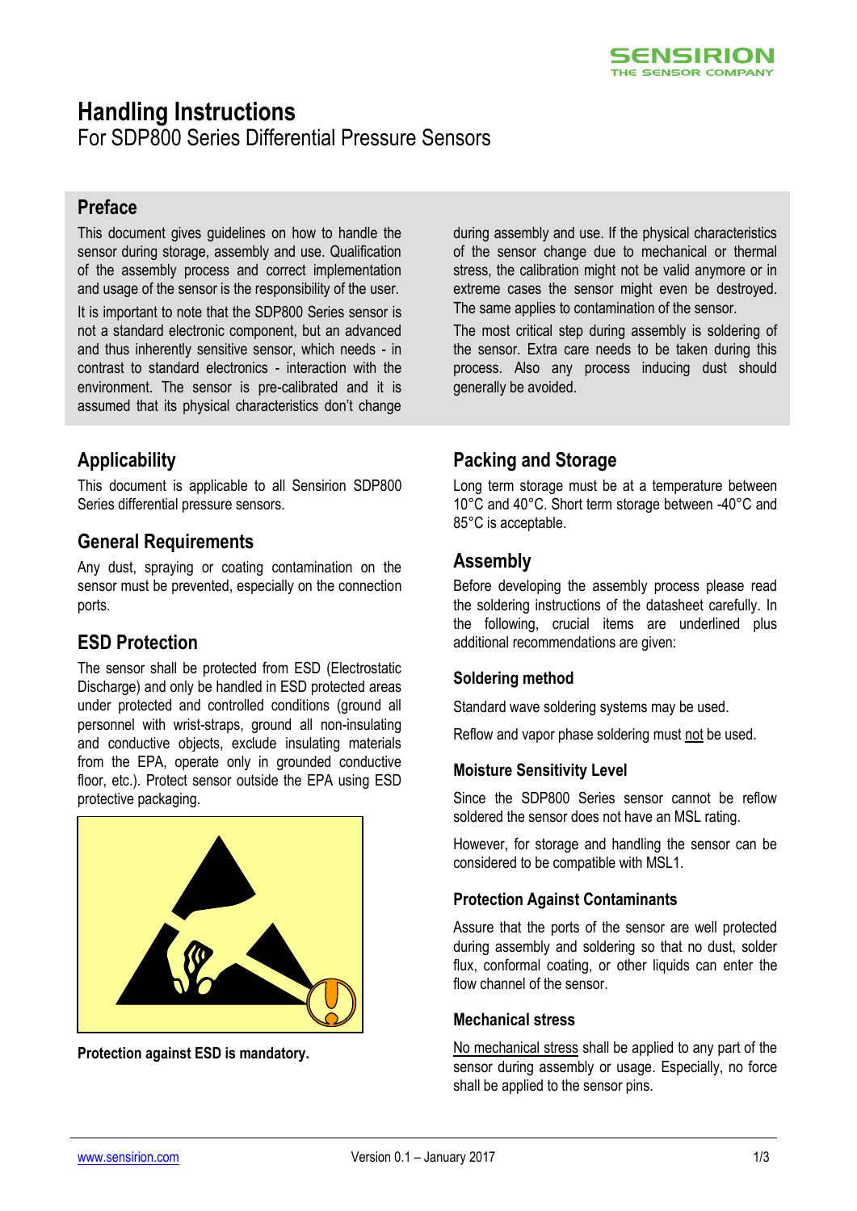# Handling Instructions

For SDP800 Series Differential Pressure Sensors

## Preface

This document gives guidelines on how to handle the sensor during storage, assembly and use. Qualification of the assembly process and correct implementation and usage of the sensor is the responsibility of the user.

It is important to note that the SDP800 Series sensor is not a standard electronic component, but an advanced and thus inherently sensitive sensor, which needs - in contrast to standard electronics - interaction with the environment. The sensor is pre-calibrated and it is assumed that its physical characteristics don't change during assembly and use. If the physical characteristics of the sensor change due to mechanical or thermal stress, the calibration might not be valid anymore or in extreme cases the sensor might even be destroyed. The same applies to contamination of the sensor.

The most critical step during assembly is soldering of the sensor. Extra care needs to be taken during this process. Also any process inducing dust should generally be avoided.

## Applicability

This document is applicable to all Sensirion SDP800 Series differential pressure sensors.

## General Requirements

Any dust, spraying or coating contamination on the sensor must be prevented, especially on the connection ports.

## ESD Protection

The sensor shall be protected from ESD (Electrostatic Discharge) and only be handled in ESD protected areas under protected and controlled conditions (ground all personnel with wrist-straps, ground all non-insulating and conductive objects, exclude insulating materials from the EPA, operate only in grounded conductive floor, etc.). Protect sensor outside the EPA using ESD protective packaging.

**Protection against ESD is mandatory.**

## Packing and Storage

Long term storage must be at a temperature between 10°C and 40°C. Short term storage between -40°C and 85°C is acceptable.

## Assembly

Before developing the assembly process please read the soldering instructions of the datasheet carefully. In the following, crucial items are underlined plus additional recommendations are given:

### Soldering method

Standard wave soldering systems may be used.

Reflow and vapor phase soldering must <u>not</u> be used.

### Moisture Sensitivity Level

Since the SDP800 Series sensor cannot be reflow soldered the sensor does not have an MSL rating.

However, for storage and handling the sensor can be considered to be compatible with MSL1.

### Protection Against Contaminants

Assure that the ports of the sensor are well protected during assembly and soldering so that no dust, solder flux, conformal coating, or other liquids can enter the flow channel of the sensor.

### Mechanical stress

<u>No mechanical stress</u> shall be applied to any part of the sensor during assembly or usage. Especially, no force shall be applied to the sensor pins.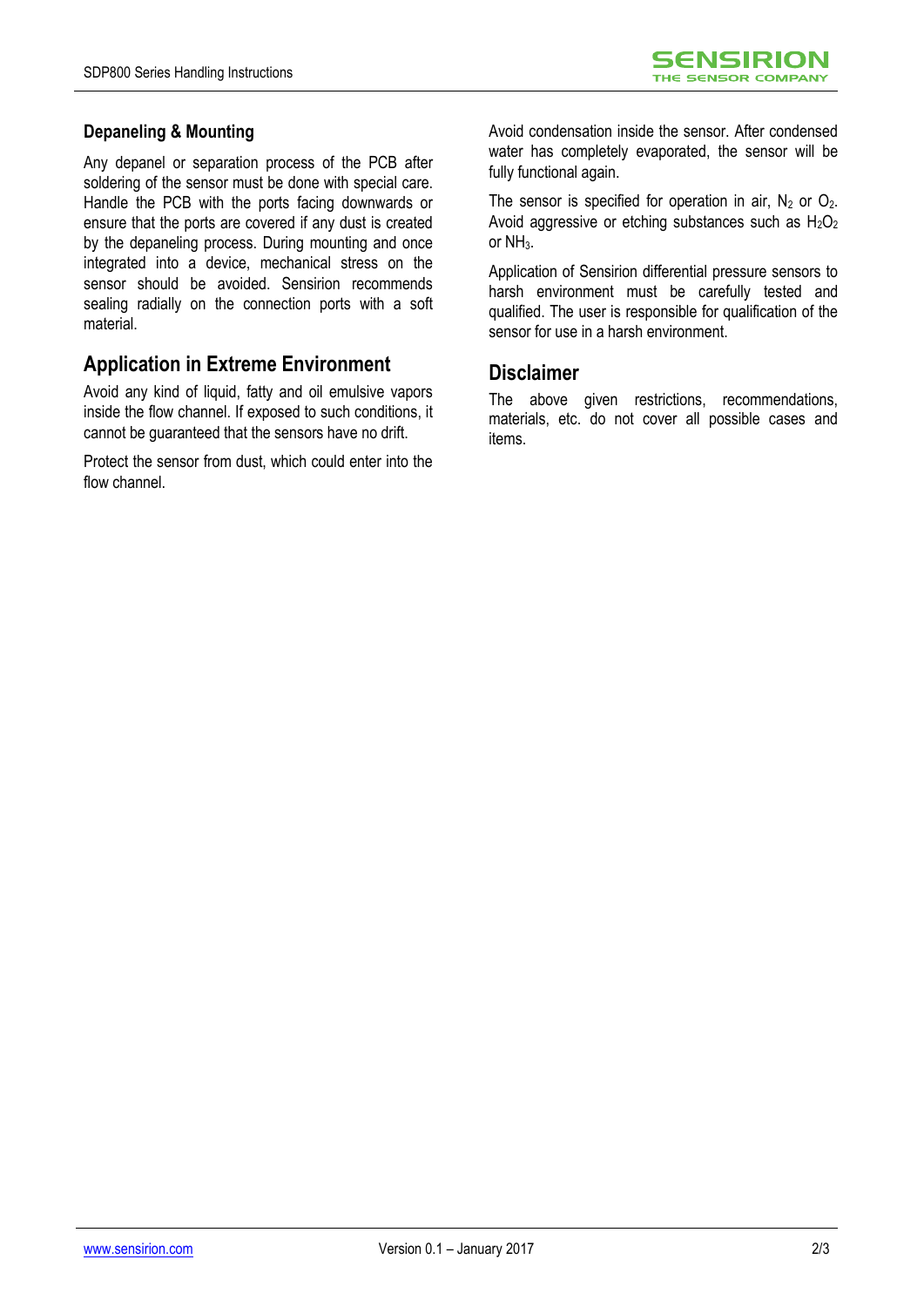### Depaneling & Mounting

Any depanel or separation process of the PCB after soldering of the sensor must be done with special care. Handle the PCB with the ports facing downwards or ensure that the ports are covered if any dust is created by the depaneling process. During mounting and once integrated into a device, mechanical stress on the sensor should be avoided. Sensirion recommends sealing radially on the connection ports with a soft material.

## Application in Extreme Environment

Avoid any kind of liquid, fatty and oil emulsive vapors inside the flow channel. If exposed to such conditions, it cannot be guaranteed that the sensors have no drift.

Protect the sensor from dust, which could enter into the flow channel.

Avoid condensation inside the sensor. After condensed water has completely evaporated, the sensor will be fully functional again.

The sensor is specified for operation in air, $N_2$ or $O_2$. Avoid aggressive or etching substances such as $H_2O_2$ or $NH_3$.

Application of Sensirion differential pressure sensors to harsh environment must be carefully tested and qualified. The user is responsible for qualification of the sensor for use in a harsh environment.

## Disclaimer

The above given restrictions, recommendations, materials, etc. do not cover all possible cases and items.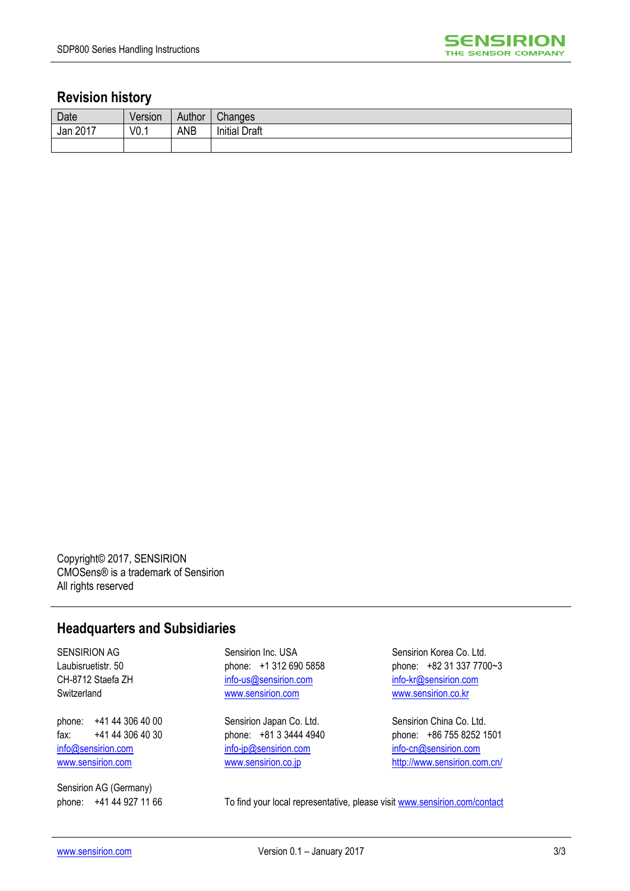## Revision history

| Date | Version | Author | Changes |
|---|---|---|---|
| Jan 2017 | V0.1 | ANB | Initial Draft |
| | | | |

Copyright© 2017, SENSIRION
CMOSens® is a trademark of Sensirion
All rights reserved

## Headquarters and Subsidiaries

SENSIRION AG
Laubisruetistr. 50
CH-8712 Staefa ZH
Switzerland

phone: +41 44 306 40 00
fax: +41 44 306 40 30
info@sensirion.com
www.sensirion.com

Sensirion AG (Germany)
phone: +41 44 927 11 66

Sensirion Inc. USA
phone: +1 312 690 5858
info-us@sensirion.com
www.sensirion.com

Sensirion Japan Co. Ltd.
phone: +81 3 3444 4940
info-jp@sensirion.com
www.sensirion.co.jp

Sensirion Korea Co. Ltd.
phone: +82 31 337 7700~3
info-kr@sensirion.com
www.sensirion.co.kr

Sensirion China Co. Ltd.
phone: +86 755 8252 1501
info-cn@sensirion.com
http://www.sensirion.com.cn/

To find your local representative, please visit www.sensirion.com/contact